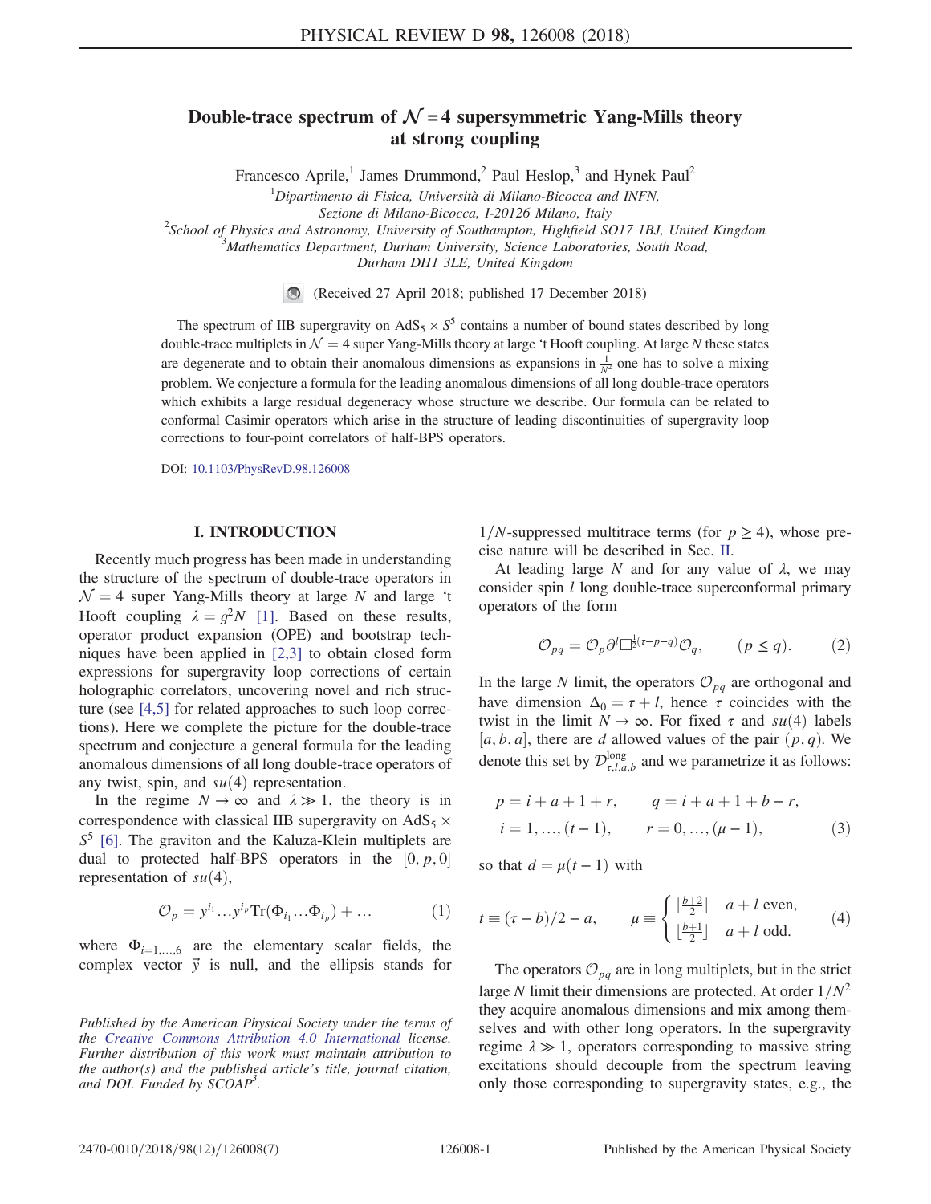# Double-trace spectrum of $\mathcal{N}=4$ supersymmetric Yang-Mills theory at strong coupling

Francesco Aprile,[1] James Drummond,[2] Paul Heslop,[3] and Hynek Paul[2]

[1]*Dipartimento di Fisica, Università di Milano-Bicocca and INFN, Sezione di Milano-Bicocca, I-20126 Milano, Italy*

[2]*School of Physics and Astronomy, University of Southampton, Highfield SO17 1BJ, United Kingdom*

[3]*Mathematics Department, Durham University, Science Laboratories, South Road, Durham DH1 3LE, United Kingdom*

(Received 27 April 2018; published 17 December 2018)

The spectrum of IIB supergravity on $\mathrm{AdS}_5 \times S^5$ contains a number of bound states described by long double-trace multiplets in $\mathcal{N}=4$ super Yang-Mills theory at large 't Hooft coupling. At large $N$ these states are degenerate and to obtain their anomalous dimensions as expansions in $\frac{1}{N^2}$ one has to solve a mixing problem. We conjecture a formula for the leading anomalous dimensions of all long double-trace operators which exhibits a large residual degeneracy whose structure we describe. Our formula can be related to conformal Casimir operators which arise in the structure of leading discontinuities of supergravity loop corrections to four-point correlators of half-BPS operators.

DOI: 10.1103/PhysRevD.98.126008

## I. INTRODUCTION

Recently much progress has been made in understanding the structure of the spectrum of double-trace operators in $\mathcal{N}=4$ super Yang-Mills theory at large $N$ and large 't Hooft coupling $\lambda = g^2 N$ [1]. Based on these results, operator product expansion (OPE) and bootstrap techniques have been applied in [2,3] to obtain closed form expressions for supergravity loop corrections of certain holographic correlators, uncovering novel and rich structure (see [4,5] for related approaches to such loop corrections). Here we complete the picture for the double-trace spectrum and conjecture a general formula for the leading anomalous dimensions of all long double-trace operators of any twist, spin, and $su(4)$ representation.

In the regime $N \to \infty$ and $\lambda \gg 1$, the theory is in correspondence with classical IIB supergravity on $\mathrm{AdS}_5 \times S^5$ [6]. The graviton and the Kaluza-Klein multiplets are dual to protected half-BPS operators in the $[0, p, 0]$ representation of $su(4)$,

$$\mathcal{O}_p = y^{i_1} \ldots y^{i_p} \mathrm{Tr}(\Phi_{i_1} \ldots \Phi_{i_p}) + \ldots \tag{1}$$

where $\Phi_{i=1,\ldots,6}$ are the elementary scalar fields, the complex vector $\vec{y}$ is null, and the ellipsis stands for $1/N$-suppressed multitrace terms (for $p \geq 4$), whose precise nature will be described in Sec. II.

At leading large $N$ and for any value of $\lambda$, we may consider spin $l$ long double-trace superconformal primary operators of the form

$$\mathcal{O}_{pq} = \mathcal{O}_p \partial^l \Box^{\frac{1}{2}(\tau - p - q)} \mathcal{O}_q, \qquad (p \leq q). \tag{2}$$

In the large $N$ limit, the operators $\mathcal{O}_{pq}$ are orthogonal and have dimension $\Delta_0 = \tau + l$, hence $\tau$ coincides with the twist in the limit $N \to \infty$. For fixed $\tau$ and $su(4)$ labels $[a, b, a]$, there are $d$ allowed values of the pair $(p, q)$. We denote this set by $\mathcal{D}^{\mathrm{long}}_{\tau,l,a,b}$ and we parametrize it as follows:

$$\begin{aligned} p &= i + a + 1 + r, \qquad q = i + a + 1 + b - r, \\ i &= 1, \ldots, (t-1), \qquad r = 0, \ldots, (\mu - 1), \end{aligned} \tag{3}$$

so that $d = \mu(t-1)$ with

$$t \equiv (\tau - b)/2 - a, \qquad \mu \equiv \begin{cases} \lfloor \frac{b+2}{2} \rfloor & a + l \text{ even}, \\ \lfloor \frac{b+1}{2} \rfloor & a + l \text{ odd}. \end{cases} \tag{4}$$

The operators $\mathcal{O}_{pq}$ are in long multiplets, but in the strict large $N$ limit their dimensions are protected. At order $1/N^2$ they acquire anomalous dimensions and mix among themselves and with other long operators. In the supergravity regime $\lambda \gg 1$, operators corresponding to massive string excitations should decouple from the spectrum leaving only those corresponding to supergravity states, e.g., the

---

*Published by the American Physical Society under the terms of the Creative Commons Attribution 4.0 International license. Further distribution of this work must maintain attribution to the author(s) and the published article's title, journal citation, and DOI. Funded by SCOAP[3].*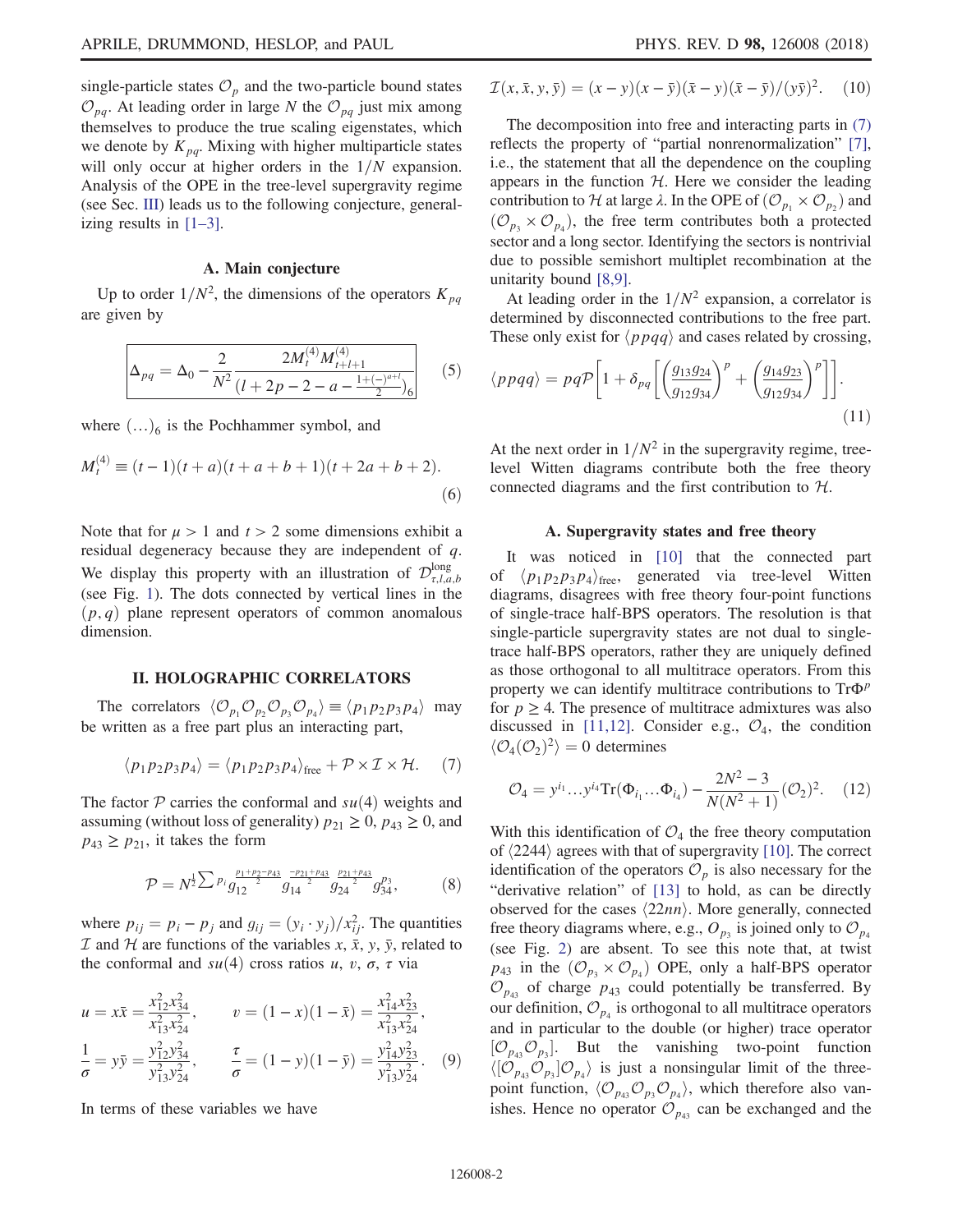single-particle states $\mathcal{O}_p$ and the two-particle bound states $\mathcal{O}_{pq}$. At leading order in large $N$ the $\mathcal{O}_{pq}$ just mix among themselves to produce the true scaling eigenstates, which we denote by $K_{pq}$. Mixing with higher multiparticle states will only occur at higher orders in the $1/N$ expansion. Analysis of the OPE in the tree-level supergravity regime (see Sec. III) leads us to the following conjecture, generalizing results in [1–3].

### A. Main conjecture

Up to order $1/N^2$, the dimensions of the operators $K_{pq}$ are given by

$$\boxed{\Delta_{pq} = \Delta_0 - \frac{2}{N^2}\frac{2M_t^{(4)}M_{t+l+1}^{(4)}}{\left(l+2p-2-a-\frac{1+(-)^{a+l}}{2}\right)_6}} \tag{5}$$

where $(\ldots)_6$ is the Pochhammer symbol, and

$$M_t^{(4)} \equiv (t-1)(t+a)(t+a+b+1)(t+2a+b+2). \tag{6}$$

Note that for $\mu > 1$ and $t > 2$ some dimensions exhibit a residual degeneracy because they are independent of $q$. We display this property with an illustration of $\mathcal{D}^{\rm long}_{\tau,l,a,b}$ (see Fig. 1). The dots connected by vertical lines in the $(p,q)$ plane represent operators of common anomalous dimension.

## II. HOLOGRAPHIC CORRELATORS

The correlators $\langle \mathcal{O}_{p_1}\mathcal{O}_{p_2}\mathcal{O}_{p_3}\mathcal{O}_{p_4}\rangle \equiv \langle p_1p_2p_3p_4\rangle$ may be written as a free part plus an interacting part,

$$\langle p_1p_2p_3p_4\rangle = \langle p_1p_2p_3p_4\rangle_{\rm free} + \mathcal{P}\times\mathcal{I}\times\mathcal{H}. \tag{7}$$

The factor $\mathcal{P}$ carries the conformal and $su(4)$ weights and assuming (without loss of generality) $p_{21} \geq 0$, $p_{43} \geq 0$, and $p_{43} \geq p_{21}$, it takes the form

$$\mathcal{P} = N^{\frac{1}{2}\sum p_i} g_{12}^{\frac{p_1+p_2-p_{43}}{2}} g_{14}^{\frac{-p_{21}+p_{43}}{2}} g_{24}^{\frac{p_{21}+p_{43}}{2}} g_{34}^{p_3}, \tag{8}$$

where $p_{ij} = p_i - p_j$ and $g_{ij} = (y_i \cdot y_j)/x_{ij}^2$. The quantities $\mathcal{I}$ and $\mathcal{H}$ are functions of the variables $x, \bar{x}, y, \bar{y}$, related to the conformal and $su(4)$ cross ratios $u, v, \sigma, \tau$ via

$$u = x\bar{x} = \frac{x_{12}^2x_{34}^2}{x_{13}^2x_{24}^2}, \qquad v = (1-x)(1-\bar{x}) = \frac{x_{14}^2x_{23}^2}{x_{13}^2x_{24}^2},$$
$$\frac{1}{\sigma} = y\bar{y} = \frac{y_{12}^2y_{34}^2}{y_{13}^2y_{24}^2}, \qquad \frac{\tau}{\sigma} = (1-y)(1-\bar{y}) = \frac{y_{14}^2y_{23}^2}{y_{13}^2y_{24}^2}. \tag{9}$$

In terms of these variables we have

$$\mathcal{I}(x,\bar{x},y,\bar{y}) = (x-y)(x-\bar{y})(\bar{x}-y)(\bar{x}-\bar{y})/(y\bar{y})^2. \tag{10}$$

The decomposition into free and interacting parts in (7) reflects the property of "partial nonrenormalization" [7], i.e., the statement that all the dependence on the coupling appears in the function $\mathcal{H}$. Here we consider the leading contribution to $\mathcal{H}$ at large $\lambda$. In the OPE of $(\mathcal{O}_{p_1}\times\mathcal{O}_{p_2})$ and $(\mathcal{O}_{p_3}\times\mathcal{O}_{p_4})$, the free term contributes both a protected sector and a long sector. Identifying the sectors is nontrivial due to possible semishort multiplet recombination at the unitarity bound [8,9].

At leading order in the $1/N^2$ expansion, a correlator is determined by disconnected contributions to the free part. These only exist for $\langle ppqq\rangle$ and cases related by crossing,

$$\langle ppqq\rangle = pq\mathcal{P}\left[1+\delta_{pq}\left[\left(\frac{g_{13}g_{24}}{g_{12}g_{34}}\right)^p + \left(\frac{g_{14}g_{23}}{g_{12}g_{34}}\right)^p\right]\right]. \tag{11}$$

At the next order in $1/N^2$ in the supergravity regime, tree-level Witten diagrams contribute both the free theory connected diagrams and the first contribution to $\mathcal{H}$.

### A. Supergravity states and free theory

It was noticed in [10] that the connected part of $\langle p_1p_2p_3p_4\rangle_{\rm free}$, generated via tree-level Witten diagrams, disagrees with free theory four-point functions of single-trace half-BPS operators. The resolution is that single-particle supergravity states are not dual to single-trace half-BPS operators, rather they are uniquely defined as those orthogonal to all multitrace operators. From this property we can identify multitrace contributions to ${\rm Tr}\Phi^p$ for $p \geq 4$. The presence of multitrace admixtures was also discussed in [11,12]. Consider e.g., $\mathcal{O}_4$, the condition $\langle \mathcal{O}_4(\mathcal{O}_2)^2\rangle = 0$ determines

$$\mathcal{O}_4 = y^{i_1}\ldots y^{i_4}{\rm Tr}(\Phi_{i_1}\ldots\Phi_{i_4}) - \frac{2N^2-3}{N(N^2+1)}(\mathcal{O}_2)^2. \tag{12}$$

With this identification of $\mathcal{O}_4$ the free theory computation of $\langle 2244\rangle$ agrees with that of supergravity [10]. The correct identification of the operators $\mathcal{O}_p$ is also necessary for the "derivative relation" of [13] to hold, as can be directly observed for the cases $\langle 22nn\rangle$. More generally, connected free theory diagrams where, e.g., $O_{p_3}$ is joined only to $\mathcal{O}_{p_4}$ (see Fig. 2) are absent. To see this note that, at twist $p_{43}$ in the $(\mathcal{O}_{p_3}\times\mathcal{O}_{p_4})$ OPE, only a half-BPS operator $\mathcal{O}_{p_{43}}$ of charge $p_{43}$ could potentially be transferred. By our definition, $\mathcal{O}_{p_4}$ is orthogonal to all multitrace operators and in particular to the double (or higher) trace operator $[\mathcal{O}_{p_{43}}\mathcal{O}_{p_3}]$. But the vanishing two-point function $\langle[\mathcal{O}_{p_{43}}\mathcal{O}_{p_3}]\mathcal{O}_{p_4}\rangle$ is just a nonsingular limit of the three-point function, $\langle\mathcal{O}_{p_{43}}\mathcal{O}_{p_3}\mathcal{O}_{p_4}\rangle$, which therefore also vanishes. Hence no operator $\mathcal{O}_{p_{43}}$ can be exchanged and the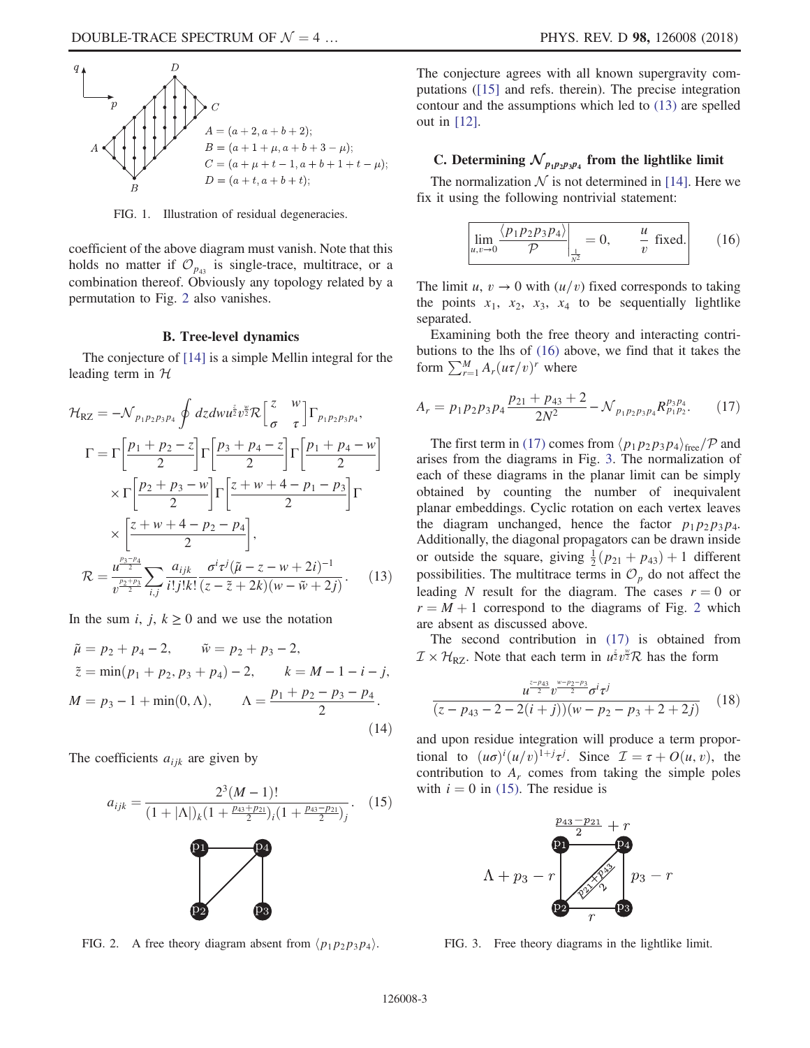q

p

D

C

A

B

$A = (a+2, a+b+2);$

$B = (a+1+\mu, a+b+3-\mu);$

$C = (a+\mu+t-1, a+b+1+t-\mu);$

$D = (a+t, a+b+t);$

FIG. 1. Illustration of residual degeneracies.

coefficient of the above diagram must vanish. Note that this holds no matter if $\mathcal{O}_{p_{43}}$ is single-trace, multitrace, or a combination thereof. Obviously any topology related by a permutation to Fig. 2 also vanishes.

### B. Tree-level dynamics

The conjecture of [14] is a simple Mellin integral for the leading term in $\mathcal{H}$

$$\mathcal{H}_{\mathrm{RZ}} = -\mathcal{N}_{p_1p_2p_3p_4} \oint dz dw u^{\frac{z}{2}} v^{\frac{w}{2}} \mathcal{R}\begin{bmatrix} z & w \\ \sigma & \tau \end{bmatrix} \Gamma_{p_1p_2p_3p_4},$$

$$\Gamma = \Gamma\left[\frac{p_1+p_2-z}{2}\right]\Gamma\left[\frac{p_3+p_4-z}{2}\right]\Gamma\left[\frac{p_1+p_4-w}{2}\right] \times \Gamma\left[\frac{p_2+p_3-w}{2}\right]\Gamma\left[\frac{z+w+4-p_1-p_3}{2}\right]\Gamma \times \left[\frac{z+w+4-p_2-p_4}{2}\right],$$

$$\mathcal{R} = \frac{u^{\frac{p_3-p_4}{2}}}{v^{\frac{p_2+p_3}{2}}} \sum_{i,j} \frac{a_{ijk}}{i!j!k!} \frac{\sigma^i \tau^j (\tilde{\mu} - z - w + 2i)^{-1}}{(z - \tilde{z} + 2k)(w - \tilde{w} + 2j)}. \qquad (13)$$

In the sum $i$, $j$, $k \geq 0$ and we use the notation

$$\tilde{\mu} = p_2 + p_4 - 2, \qquad \tilde{w} = p_2 + p_3 - 2,$$
$$\tilde{z} = \min(p_1 + p_2, p_3 + p_4) - 2, \qquad k = M - 1 - i - j,$$
$$M = p_3 - 1 + \min(0, \Lambda), \qquad \Lambda = \frac{p_1 + p_2 - p_3 - p_4}{2}. \qquad (14)$$

The coefficients $a_{ijk}$ are given by

$$a_{ijk} = \frac{2^3(M-1)!}{(1+|\Lambda|)_k (1 + \frac{p_{43}+p_{21}}{2})_i (1 + \frac{p_{43}-p_{21}}{2})_j}. \qquad (15)$$

p1 p4 p2 p3

FIG. 2. A free theory diagram absent from $\langle p_1 p_2 p_3 p_4 \rangle$.

The conjecture agrees with all known supergravity computations ([15] and refs. therein). The precise integration contour and the assumptions which led to (13) are spelled out in [12].

### C. Determining $\mathcal{N}_{p_1p_2p_3p_4}$ from the lightlike limit

The normalization $\mathcal{N}$ is not determined in [14]. Here we fix it using the following nontrivial statement:

$$\lim_{u,v\to 0} \frac{\langle p_1p_2p_3p_4\rangle}{\mathcal{P}}\bigg|_{\frac{1}{N^2}} = 0, \qquad \frac{u}{v} \text{ fixed.} \qquad (16)$$

The limit $u$, $v \to 0$ with $(u/v)$ fixed corresponds to taking the points $x_1$, $x_2$, $x_3$, $x_4$ to be sequentially lightlike separated.

Examining both the free theory and interacting contributions to the lhs of (16) above, we find that it takes the form $\sum_{r=1}^{M} A_r (u\tau/v)^r$ where

$$A_r = p_1p_2p_3p_4 \frac{p_{21} + p_{43} + 2}{2N^2} - \mathcal{N}_{p_1p_2p_3p_4} R^{p_3p_4}_{p_1p_2}. \qquad (17)$$

The first term in (17) comes from $\langle p_1p_2p_3p_4\rangle_{\mathrm{free}}/\mathcal{P}$ and arises from the diagrams in Fig. 3. The normalization of each of these diagrams in the planar limit can be simply obtained by counting the number of inequivalent planar embeddings. Cyclic rotation on each vertex leaves the diagram unchanged, hence the factor $p_1p_2p_3p_4$. Additionally, the diagonal propagators can be drawn inside or outside the square, giving $\frac{1}{2}(p_{21} + p_{43}) + 1$ different possibilities. The multitrace terms in $\mathcal{O}_p$ do not affect the leading $N$ result for the diagram. The cases $r = 0$ or $r = M + 1$ correspond to the diagrams of Fig. 2 which are absent as discussed above.

The second contribution in (17) is obtained from $\mathcal{I} \times \mathcal{H}_{\mathrm{RZ}}$. Note that each term in $u^{\frac{z}{2}} v^{\frac{w}{2}} \mathcal{R}$ has the form

$$\frac{u^{\frac{z-p_{43}}{2}} v^{\frac{w-p_2-p_3}{2}} \sigma^i \tau^j}{(z - p_{43} - 2 - 2(i+j))(w - p_2 - p_3 + 2 + 2j)} \qquad (18)$$

and upon residue integration will produce a term proportional to $(u\sigma)^i (u/v)^{1+j} \tau^j$. Since $\mathcal{I} = \tau + O(u, v)$, the contribution to $A_r$ comes from taking the simple poles with $i = 0$ in (15). The residue is

$\frac{p_{43}-p_{21}}{2} + r$

p1 p4 p2 p3

$\Lambda + p_3 - r$

$\frac{p_{21}+p_{43}}{2}$

$p_3 - r$

$r$

FIG. 3. Free theory diagrams in the lightlike limit.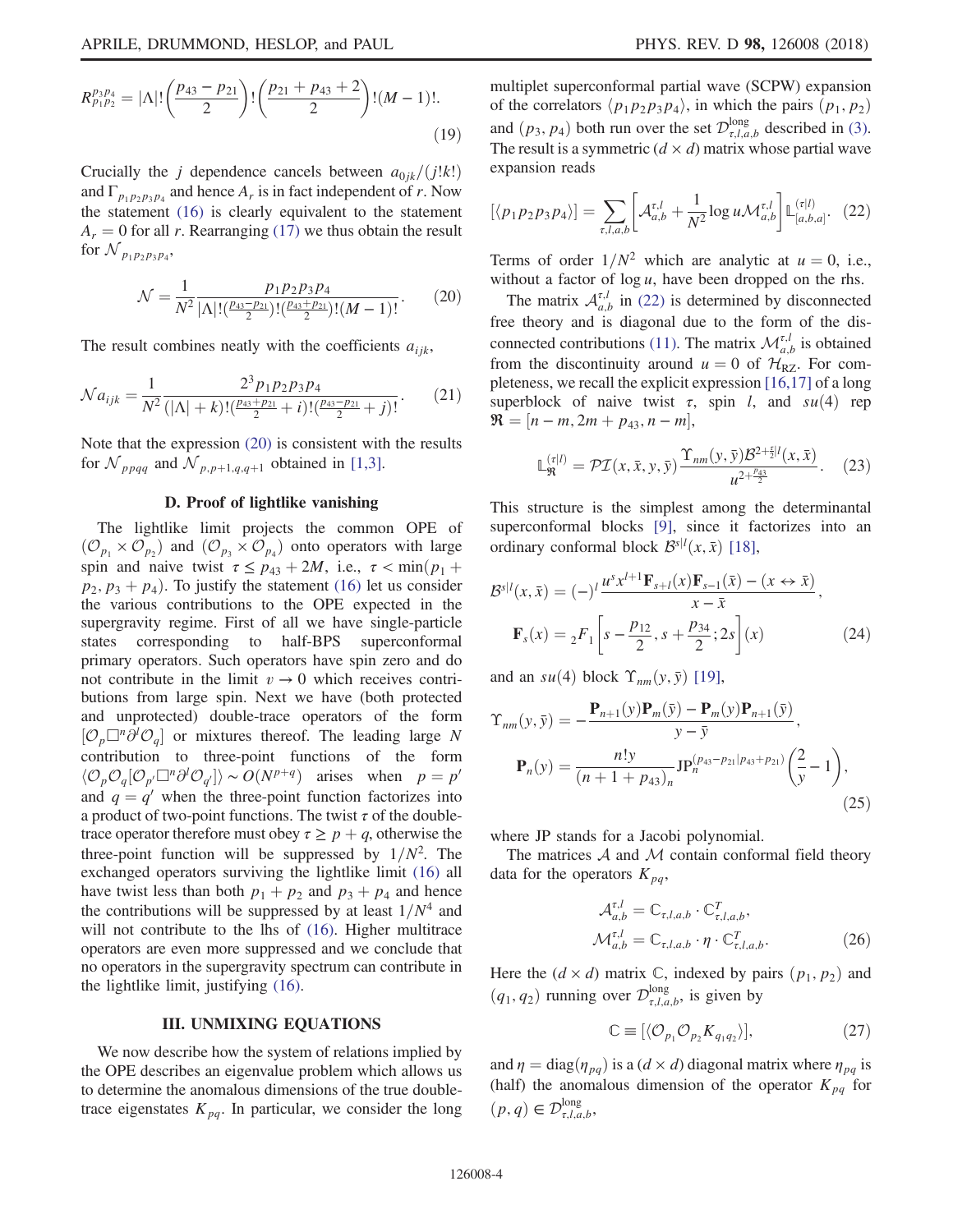$$R^{p_3p_4}_{p_1p_2} = |\Lambda|!\left(\frac{p_{43}-p_{21}}{2}\right)!\left(\frac{p_{21}+p_{43}+2}{2}\right)!(M-1)!. \tag{19}$$

Crucially the $j$ dependence cancels between $a_{0jk}/(j!k!)$ and $\Gamma_{p_1p_2p_3p_4}$ and hence $A_r$ is in fact independent of $r$. Now the statement (16) is clearly equivalent to the statement $A_r = 0$ for all $r$. Rearranging (17) we thus obtain the result for $\mathcal{N}_{p_1p_2p_3p_4}$,

$$\mathcal{N} = \frac{1}{N^2}\frac{p_1p_2p_3p_4}{|\Lambda|!(\frac{p_{43}-p_{21}}{2})!(\frac{p_{43}+p_{21}}{2})!(M-1)!}. \tag{20}$$

The result combines neatly with the coefficients $a_{ijk}$,

$$\mathcal{N}a_{ijk} = \frac{1}{N^2}\frac{2^3p_1p_2p_3p_4}{(|\Lambda|+k)!(\frac{p_{43}+p_{21}}{2}+i)!(\frac{p_{43}-p_{21}}{2}+j)!}. \tag{21}$$

Note that the expression (20) is consistent with the results for $\mathcal{N}_{ppqq}$ and $\mathcal{N}_{p,p+1,q,q+1}$ obtained in [1,3].

### D. Proof of lightlike vanishing

The lightlike limit projects the common OPE of $(\mathcal{O}_{p_1}\times\mathcal{O}_{p_2})$ and $(\mathcal{O}_{p_3}\times\mathcal{O}_{p_4})$ onto operators with large spin and naive twist $\tau \le p_{43}+2M$, i.e., $\tau < \min(p_1+p_2, p_3+p_4)$. To justify the statement (16) let us consider the various contributions to the OPE expected in the supergravity regime. First of all we have single-particle states corresponding to half-BPS superconformal primary operators. Such operators have spin zero and do not contribute in the limit $v\to 0$ which receives contributions from large spin. Next we have (both protected and unprotected) double-trace operators of the form $[\mathcal{O}_p\Box^n\partial^l\mathcal{O}_q]$ or mixtures thereof. The leading large $N$ contribution to three-point functions of the form $\langle\mathcal{O}_p\mathcal{O}_q[\mathcal{O}_{p'}\Box^n\partial^l\mathcal{O}_{q'}]\rangle \sim O(N^{p+q})$ arises when $p=p'$ and $q=q'$ when the three-point function factorizes into a product of two-point functions. The twist $\tau$ of the double-trace operator therefore must obey $\tau \ge p+q$, otherwise the three-point function will be suppressed by $1/N^2$. The exchanged operators surviving the lightlike limit (16) all have twist less than both $p_1+p_2$ and $p_3+p_4$ and hence the contributions will be suppressed by at least $1/N^4$ and will not contribute to the lhs of (16). Higher multitrace operators are even more suppressed and we conclude that no operators in the supergravity spectrum can contribute in the lightlike limit, justifying (16).

## III. UNMIXING EQUATIONS

We now describe how the system of relations implied by the OPE describes an eigenvalue problem which allows us to determine the anomalous dimensions of the true double-trace eigenstates $K_{pq}$. In particular, we consider the long multiplet superconformal partial wave (SCPW) expansion of the correlators $\langle p_1p_2p_3p_4\rangle$, in which the pairs $(p_1,p_2)$ and $(p_3,p_4)$ both run over the set $\mathcal{D}^{\text{long}}_{\tau,l,a,b}$ described in (3). The result is a symmetric $(d\times d)$ matrix whose partial wave expansion reads

$$[\langle p_1p_2p_3p_4\rangle] = \sum_{\tau,l,a,b}\left[\mathcal{A}^{\tau,l}_{a,b} + \frac{1}{N^2}\log u\,\mathcal{M}^{\tau,l}_{a,b}\right]\mathbb{L}^{(\tau|l)}_{[a,b,a]}. \tag{22}$$

Terms of order $1/N^2$ which are analytic at $u=0$, i.e., without a factor of $\log u$, have been dropped on the rhs.

The matrix $\mathcal{A}^{\tau,l}_{a,b}$ in (22) is determined by disconnected free theory and is diagonal due to the form of the disconnected contributions (11). The matrix $\mathcal{M}^{\tau,l}_{a,b}$ is obtained from the discontinuity around $u=0$ of $\mathcal{H}_{\text{RZ}}$. For completeness, we recall the explicit expression [16,17] of a long superblock of naive twist $\tau$, spin $l$, and $su(4)$ rep $\mathfrak{R} = [n-m, 2m+p_{43}, n-m]$,

$$\mathbb{L}^{(\tau|l)}_{\mathfrak{R}} = \mathcal{P}\mathcal{I}(x,\bar{x},y,\bar{y})\frac{\Upsilon_{nm}(y,\bar{y})\mathcal{B}^{2+\frac{\tau}{2}|l}(x,\bar{x})}{u^{2+\frac{p_{43}}{2}}}. \tag{23}$$

This structure is the simplest among the determinantal superconformal blocks [9], since it factorizes into an ordinary conformal block $\mathcal{B}^{s|l}(x,\bar{x})$ [18],

$$\mathcal{B}^{s|l}(x,\bar{x}) = (-)^l\frac{u^sx^{l+1}\mathbf{F}_{s+l}(x)\mathbf{F}_{s-1}(\bar{x}) - (x\leftrightarrow\bar{x})}{x-\bar{x}},$$
$$\mathbf{F}_s(x) = {}_2F_1\left[s-\frac{p_{12}}{2}, s+\frac{p_{34}}{2}; 2s\right](x) \tag{24}$$

and an $su(4)$ block $\Upsilon_{nm}(y,\bar{y})$ [19],

$$\Upsilon_{nm}(y,\bar{y}) = -\frac{\mathbf{P}_{n+1}(y)\mathbf{P}_m(\bar{y}) - \mathbf{P}_m(y)\mathbf{P}_{n+1}(\bar{y})}{y-\bar{y}},$$
$$\mathbf{P}_n(y) = \frac{n!y}{(n+1+p_{43})_n}\text{JP}_n^{(p_{43}-p_{21}|p_{43}+p_{21})}\left(\frac{2}{y}-1\right), \tag{25}$$

where JP stands for a Jacobi polynomial.

The matrices $\mathcal{A}$ and $\mathcal{M}$ contain conformal field theory data for the operators $K_{pq}$,

$$\mathcal{A}^{\tau,l}_{a,b} = \mathbb{C}_{\tau,l,a,b}\cdot\mathbb{C}^T_{\tau,l,a,b},$$
$$\mathcal{M}^{\tau,l}_{a,b} = \mathbb{C}_{\tau,l,a,b}\cdot\eta\cdot\mathbb{C}^T_{\tau,l,a,b}. \tag{26}$$

Here the $(d\times d)$ matrix $\mathbb{C}$, indexed by pairs $(p_1,p_2)$ and $(q_1,q_2)$ running over $\mathcal{D}^{\text{long}}_{\tau,l,a,b}$, is given by

$$\mathbb{C} \equiv [\langle\mathcal{O}_{p_1}\mathcal{O}_{p_2}K_{q_1q_2}\rangle], \tag{27}$$

and $\eta = \text{diag}(\eta_{pq})$ is a $(d\times d)$ diagonal matrix where $\eta_{pq}$ is (half) the anomalous dimension of the operator $K_{pq}$ for $(p,q)\in\mathcal{D}^{\text{long}}_{\tau,l,a,b}$,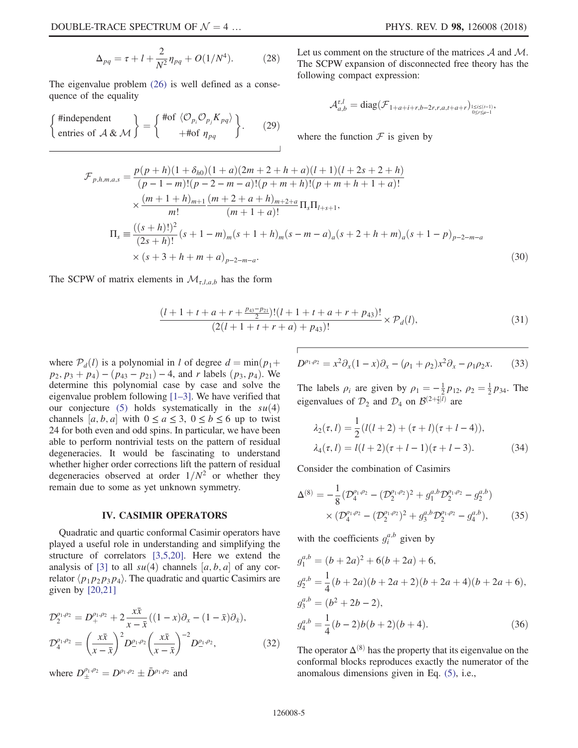$$\Delta_{pq} = \tau + l + \frac{2}{N^2}\eta_{pq} + O(1/N^4). \tag{28}$$

The eigenvalue problem (26) is well defined as a consequence of the equality

$$\left\{ \begin{array}{l} \#\text{independent} \\ \text{entries of } \mathcal{A} \,\&\, \mathcal{M} \end{array} \right\} = \left\{ \begin{array}{c} \#\text{of } \langle \mathcal{O}_{p_i}\mathcal{O}_{p_j}K_{pq}\rangle \\ +\#\text{of } \eta_{pq} \end{array} \right\}. \tag{29}$$

Let us comment on the structure of the matrices $\mathcal{A}$ and $\mathcal{M}$. The SCPW expansion of disconnected free theory has the following compact expression:

$$\mathcal{A}^{\tau,l}_{a,b} = \text{diag}(\mathcal{F}_{1+a+i+r,b-2r,r,a,t+a+r})_{\substack{1\le i\le(t-1)\\ 0\le r\le \mu-1}},$$

where the function $\mathcal{F}$ is given by

$$\begin{aligned}
\mathcal{F}_{p,h,m,a,s} &= \frac{p(p+h)(1+\delta_{h0})(1+a)(2m+2+h+a)(l+1)(l+2s+2+h)}{(p-1-m)!(p-2-m-a)!(p+m+h)!(p+m+h+1+a)!} \\
&\quad \times \frac{(m+1+h)_{m+1}}{m!}\frac{(m+2+a+h)_{m+2+a}}{(m+1+a)!}\Pi_s\Pi_{l+s+1}, \\
\Pi_s &\equiv \frac{((s+h)!)^2}{(2s+h)!}(s+1-m)_m(s+1+h)_m(s-m-a)_a(s+2+h+m)_a(s+1-p)_{p-2-m-a} \\
&\quad \times (s+3+h+m+a)_{p-2-m-a}.
\end{aligned} \tag{30}$$

The SCPW of matrix elements in $\mathcal{M}_{\tau,l,a,b}$ has the form

$$\frac{(l+1+t+a+r+\frac{p_{43}-p_{21}}{2})!(l+1+t+a+r+p_{43})!}{(2(l+1+t+r+a)+p_{43})!} \times \mathcal{P}_d(l), \tag{31}$$

where $\mathcal{P}_d(l)$ is a polynomial in $l$ of degree $d = \min(p_1 + p_2, p_3 + p_4) - (p_{43} - p_{21}) - 4$, and $r$ labels $(p_3, p_4)$. We determine this polynomial case by case and solve the eigenvalue problem following [1–3]. We have verified that our conjecture (5) holds systematically in the $su(4)$ channels $[a, b, a]$ with $0 \le a \le 3$, $0 \le b \le 6$ up to twist 24 for both even and odd spins. In particular, we have been able to perform nontrivial tests on the pattern of residual degeneracies. It would be fascinating to understand whether higher order corrections lift the pattern of residual degeneracies observed at order $1/N^2$ or whether they remain due to some as yet unknown symmetry.

## IV. CASIMIR OPERATORS

Quadratic and quartic conformal Casimir operators have played a useful role in understanding and simplifying the structure of correlators [3,5,20]. Here we extend the analysis of [3] to all $su(4)$ channels $[a, b, a]$ of any correlator $\langle p_1p_2p_3p_4\rangle$. The quadratic and quartic Casimirs are given by [20,21]

$$\begin{aligned}
\mathcal{D}_2^{\rho_1,\rho_2} &= D_+^{\rho_1,\rho_2} + 2\frac{x\bar{x}}{x-\bar{x}}((1-x)\partial_x - (1-\bar{x})\partial_{\bar{x}}), \\
\mathcal{D}_4^{\rho_1,\rho_2} &= \left(\frac{x\bar{x}}{x-\bar{x}}\right)^2 D_-^{\rho_1,\rho_2}\left(\frac{x\bar{x}}{x-\bar{x}}\right)^{-2} D_-^{\rho_1,\rho_2},
\end{aligned} \tag{32}$$

where $D_\pm^{\rho_1,\rho_2} = D^{\rho_1,\rho_2} \pm \bar{D}^{\rho_1,\rho_2}$ and

$$D^{\rho_1,\rho_2} = x^2\partial_x(1-x)\partial_x - (\rho_1+\rho_2)x^2\partial_x - \rho_1\rho_2 x. \tag{33}$$

The labels $\rho_i$ are given by $\rho_1 = -\frac{1}{2}p_{12}$, $\rho_2 = \frac{1}{2}p_{34}$. The eigenvalues of $\mathcal{D}_2$ and $\mathcal{D}_4$ on $\mathcal{B}^{(2+\frac{\tau}{2}|l)}$ are

$$\begin{aligned}
\lambda_2(\tau,l) &= \frac{1}{2}(l(l+2) + (\tau+l)(\tau+l-4)), \\
\lambda_4(\tau,l) &= l(l+2)(\tau+l-1)(\tau+l-3).
\end{aligned} \tag{34}$$

Consider the combination of Casimirs

$$\begin{aligned}
\Delta^{(8)} = -\frac{1}{8}&(\mathcal{D}_4^{\rho_1,\rho_2} - (\mathcal{D}_2^{\rho_1,\rho_2})^2 + g_1^{a,b}\mathcal{D}_2^{\rho_1,\rho_2} - g_2^{a,b}) \\
&\times (\mathcal{D}_4^{\rho_1,\rho_2} - (\mathcal{D}_2^{\rho_1,\rho_2})^2 + g_3^{a,b}\mathcal{D}_2^{\rho_1,\rho_2} - g_4^{a,b}),
\end{aligned} \tag{35}$$

with the coefficients $g_i^{a,b}$ given by

$$\begin{aligned}
g_1^{a,b} &= (b+2a)^2 + 6(b+2a) + 6, \\
g_2^{a,b} &= \frac{1}{4}(b+2a)(b+2a+2)(b+2a+4)(b+2a+6), \\
g_3^{a,b} &= (b^2 + 2b - 2), \\
g_4^{a,b} &= \frac{1}{4}(b-2)b(b+2)(b+4).
\end{aligned} \tag{36}$$

The operator $\Delta^{(8)}$ has the property that its eigenvalue on the conformal blocks reproduces exactly the numerator of the anomalous dimensions given in Eq. (5), i.e.,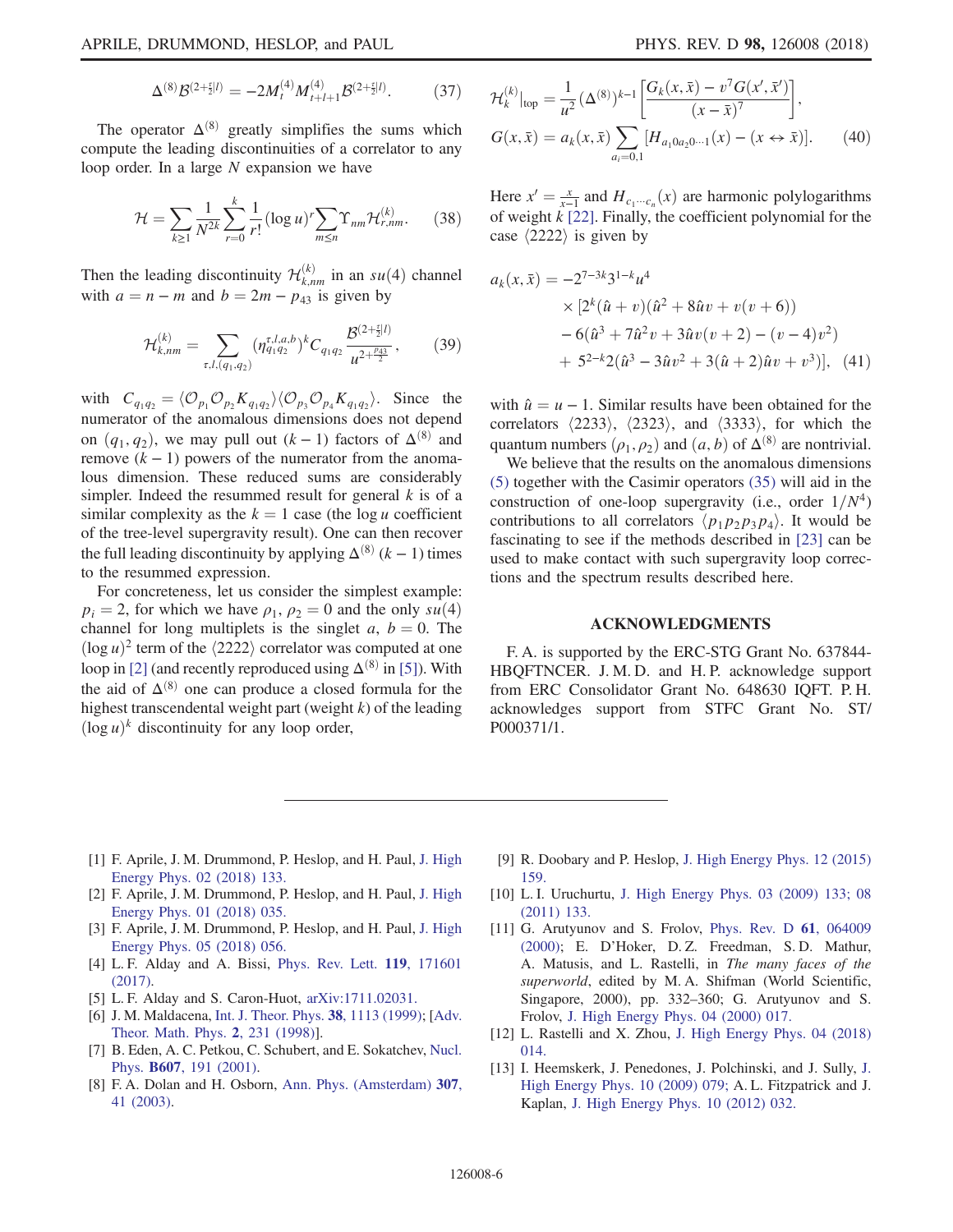$$\Delta^{(8)}\mathcal{B}^{(2+\frac{\tau}{2}|l)} = -2M_t^{(4)}M_{t+l+1}^{(4)}\mathcal{B}^{(2+\frac{\tau}{2}|l)}. \qquad (37)$$

The operator $\Delta^{(8)}$ greatly simplifies the sums which compute the leading discontinuities of a correlator to any loop order. In a large $N$ expansion we have

$$\mathcal{H} = \sum_{k\geq 1}\frac{1}{N^{2k}}\sum_{r=0}^{k}\frac{1}{r!}(\log u)^r \sum_{m\leq n}\Upsilon_{nm}\mathcal{H}^{(k)}_{r,nm}. \qquad (38)$$

Then the leading discontinuity $\mathcal{H}^{(k)}_{k,nm}$ in an $su(4)$ channel with $a = n - m$ and $b = 2m - p_{43}$ is given by

$$\mathcal{H}^{(k)}_{k,nm} = \sum_{\tau,l,(q_1,q_2)}(\eta^{\tau,l,a,b}_{q_1q_2})^k C_{q_1q_2}\frac{\mathcal{B}^{(2+\frac{\tau}{2}|l)}}{u^{2+\frac{p_{43}}{2}}}, \qquad (39)$$

with $C_{q_1q_2} = \langle \mathcal{O}_{p_1}\mathcal{O}_{p_2}K_{q_1q_2}\rangle\langle \mathcal{O}_{p_3}\mathcal{O}_{p_4}K_{q_1q_2}\rangle$. Since the numerator of the anomalous dimensions does not depend on $(q_1,q_2)$, we may pull out $(k-1)$ factors of $\Delta^{(8)}$ and remove $(k-1)$ powers of the numerator from the anomalous dimension. These reduced sums are considerably simpler. Indeed the resummed result for general $k$ is of a similar complexity as the $k=1$ case (the $\log u$ coefficient of the tree-level supergravity result). One can then recover the full leading discontinuity by applying $\Delta^{(8)}$ $(k-1)$ times to the resummed expression.

For concreteness, let us consider the simplest example: $p_i = 2$, for which we have $\rho_1, \rho_2 = 0$ and the only $su(4)$ channel for long multiplets is the singlet $a,\ b = 0$. The $(\log u)^2$ term of the $\langle 2222\rangle$ correlator was computed at one loop in [2] (and recently reproduced using $\Delta^{(8)}$ in [5]). With the aid of $\Delta^{(8)}$ one can produce a closed formula for the highest transcendental weight part (weight $k$) of the leading $(\log u)^k$ discontinuity for any loop order,

$$\mathcal{H}^{(k)}_k|_{\text{top}} = \frac{1}{u^2}(\Delta^{(8)})^{k-1}\left[\frac{G_k(x,\bar{x}) - v^7 G(x',\bar{x}')}{(x-\bar{x})^7}\right],$$
$$G(x,\bar{x}) = a_k(x,\bar{x})\sum_{a_i=0,1}[H_{a_10a_20\cdots 1}(x) - (x\leftrightarrow\bar{x})]. \qquad (40)$$

Here $x' = \frac{x}{x-1}$ and $H_{c_1\cdots c_n}(x)$ are harmonic polylogarithms of weight $k$ [22]. Finally, the coefficient polynomial for the case $\langle 2222\rangle$ is given by

$$\begin{aligned} a_k(x,\bar{x}) = & -2^{7-3k}3^{1-k}u^4 \\ & \times [2^k(\hat{u}+v)(\hat{u}^2 + 8\hat{u}v + v(v+6)) \\ & - 6(\hat{u}^3 + 7\hat{u}^2 v + 3\hat{u}v(v+2) - (v-4)v^2) \\ & + 5^{2-k}2(\hat{u}^3 - 3\hat{u}v^2 + 3(\hat{u}+2)\hat{u}v + v^3)], \end{aligned} \qquad (41)$$

with $\hat{u} = u - 1$. Similar results have been obtained for the correlators $\langle 2233\rangle$, $\langle 2323\rangle$, and $\langle 3333\rangle$, for which the quantum numbers $(\rho_1,\rho_2)$ and $(a,b)$ of $\Delta^{(8)}$ are nontrivial.

We believe that the results on the anomalous dimensions (5) together with the Casimir operators (35) will aid in the construction of one-loop supergravity (i.e., order $1/N^4$) contributions to all correlators $\langle p_1p_2p_3p_4\rangle$. It would be fascinating to see if the methods described in [23] can be used to make contact with such supergravity loop corrections and the spectrum results described here.

## ACKNOWLEDGMENTS

F. A. is supported by the ERC-STG Grant No. 637844-HBQFTNCER. J. M. D. and H. P. acknowledge support from ERC Consolidator Grant No. 648630 IQFT. P. H. acknowledges support from STFC Grant No. ST/P000371/1.

---

[1] F. Aprile, J. M. Drummond, P. Heslop, and H. Paul, J. High Energy Phys. 02 (2018) 133.

[2] F. Aprile, J. M. Drummond, P. Heslop, and H. Paul, J. High Energy Phys. 01 (2018) 035.

[3] F. Aprile, J. M. Drummond, P. Heslop, and H. Paul, J. High Energy Phys. 05 (2018) 056.

[4] L. F. Alday and A. Bissi, Phys. Rev. Lett. **119**, 171601 (2017).

[5] L. F. Alday and S. Caron-Huot, arXiv:1711.02031.

[6] J. M. Maldacena, Int. J. Theor. Phys. **38**, 1113 (1999); [Adv. Theor. Math. Phys. **2**, 231 (1998)].

[7] B. Eden, A. C. Petkou, C. Schubert, and E. Sokatchev, Nucl. Phys. **B607**, 191 (2001).

[8] F. A. Dolan and H. Osborn, Ann. Phys. (Amsterdam) **307**, 41 (2003).

[9] R. Doobary and P. Heslop, J. High Energy Phys. 12 (2015) 159.

[10] L. I. Uruchurtu, J. High Energy Phys. 03 (2009) 133; 08 (2011) 133.

[11] G. Arutyunov and S. Frolov, Phys. Rev. D **61**, 064009 (2000); E. D'Hoker, D. Z. Freedman, S. D. Mathur, A. Matusis, and L. Rastelli, in *The many faces of the superworld*, edited by M. A. Shifman (World Scientific, Singapore, 2000), pp. 332–360; G. Arutyunov and S. Frolov, J. High Energy Phys. 04 (2000) 017.

[12] L. Rastelli and X. Zhou, J. High Energy Phys. 04 (2018) 014.

[13] I. Heemskerk, J. Penedones, J. Polchinski, and J. Sully, J. High Energy Phys. 10 (2009) 079; A. L. Fitzpatrick and J. Kaplan, J. High Energy Phys. 10 (2012) 032.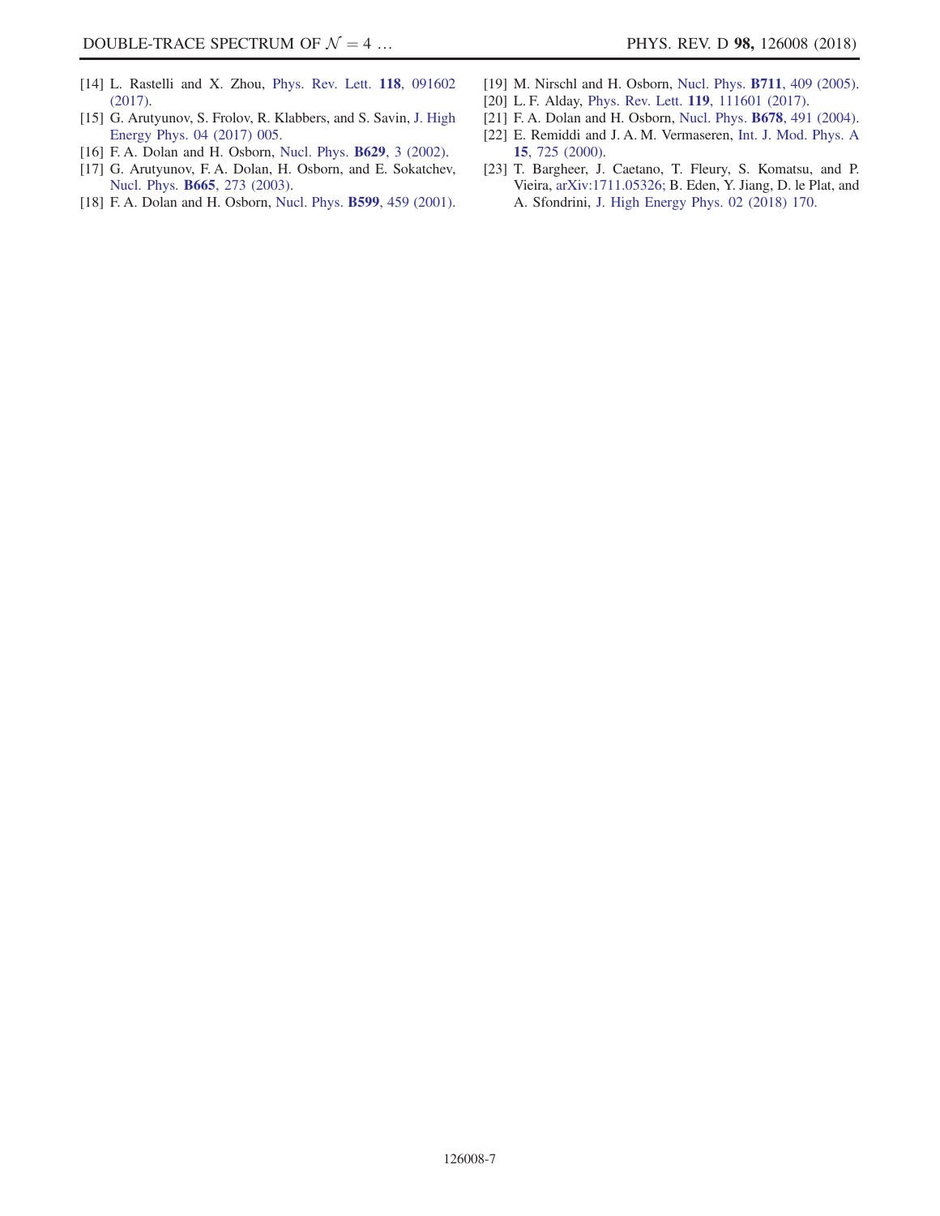[14] L. Rastelli and X. Zhou, Phys. Rev. Lett. **118**, 091602 (2017).

[15] G. Arutyunov, S. Frolov, R. Klabbers, and S. Savin, J. High Energy Phys. 04 (2017) 005.

[16] F. A. Dolan and H. Osborn, Nucl. Phys. **B629**, 3 (2002).

[17] G. Arutyunov, F. A. Dolan, H. Osborn, and E. Sokatchev, Nucl. Phys. **B665**, 273 (2003).

[18] F. A. Dolan and H. Osborn, Nucl. Phys. **B599**, 459 (2001).

[19] M. Nirschl and H. Osborn, Nucl. Phys. **B711**, 409 (2005).

[20] L. F. Alday, Phys. Rev. Lett. **119**, 111601 (2017).

[21] F. A. Dolan and H. Osborn, Nucl. Phys. **B678**, 491 (2004).

[22] E. Remiddi and J. A. M. Vermaseren, Int. J. Mod. Phys. A **15**, 725 (2000).

[23] T. Bargheer, J. Caetano, T. Fleury, S. Komatsu, and P. Vieira, arXiv:1711.05326; B. Eden, Y. Jiang, D. le Plat, and A. Sfondrini, J. High Energy Phys. 02 (2018) 170.